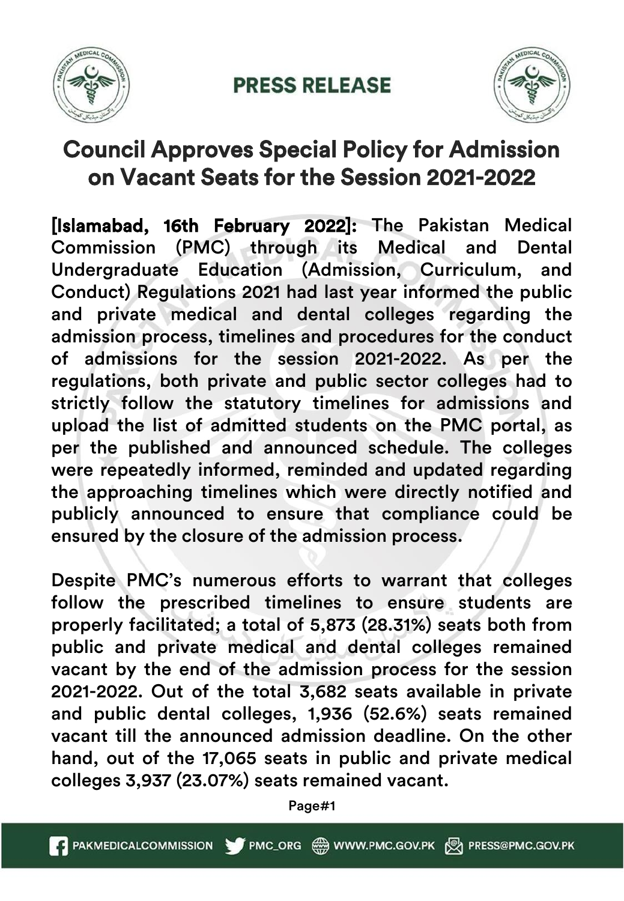# PRESS RELEASE

## Council Approves Special Policy for Admission on Vacant Seats for the Session 2021-2022

**[Islamabad, 16th February 2022]:** The Pakistan Medical Commission (PMC) through its Medical and Dental Undergraduate Education (Admission, Curriculum, and Conduct) Regulations 2021 had last year informed the public and private medical and dental colleges regarding the admission process, timelines and procedures for the conduct of admissions for the session 2021-2022. As per the regulations, both private and public sector colleges had to strictly follow the statutory timelines for admissions and upload the list of admitted students on the PMC portal, as per the published and announced schedule. The colleges were repeatedly informed, reminded and updated regarding the approaching timelines which were directly notified and publicly announced to ensure that compliance could be ensured by the closure of the admission process.

Despite PMC's numerous efforts to warrant that colleges follow the prescribed timelines to ensure students are properly facilitated; a total of 5,873 (28.31%) seats both from public and private medical and dental colleges remained vacant by the end of the admission process for the session 2021-2022. Out of the total 3,682 seats available in private and public dental colleges, 1,936 (52.6%) seats remained vacant till the announced admission deadline. On the other hand, out of the 17,065 seats in public and private medical colleges 3,937 (23.07%) seats remained vacant.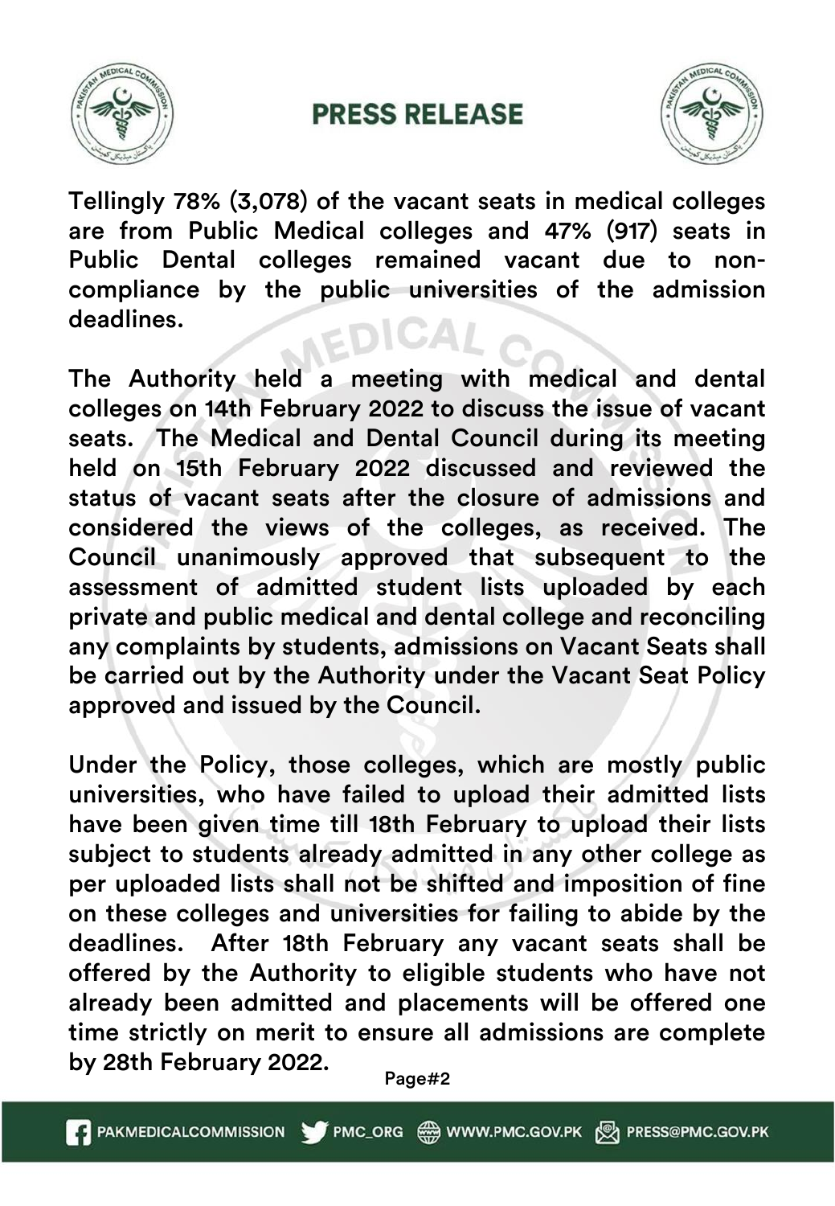# PRESS RELEASE

Tellingly 78% (3,078) of the vacant seats in medical colleges are from Public Medical colleges and 47% (917) seats in Public Dental colleges remained vacant due to non-compliance by the public universities of the admission deadlines.

The Authority held a meeting with medical and dental colleges on 14th February 2022 to discuss the issue of vacant seats. The Medical and Dental Council during its meeting held on 15th February 2022 discussed and reviewed the status of vacant seats after the closure of admissions and considered the views of the colleges, as received. The Council unanimously approved that subsequent to the assessment of admitted student lists uploaded by each private and public medical and dental college and reconciling any complaints by students, admissions on Vacant Seats shall be carried out by the Authority under the Vacant Seat Policy approved and issued by the Council.

Under the Policy, those colleges, which are mostly public universities, who have failed to upload their admitted lists have been given time till 18th February to upload their lists subject to students already admitted in any other college as per uploaded lists shall not be shifted and imposition of fine on these colleges and universities for failing to abide by the deadlines. After 18th February any vacant seats shall be offered by the Authority to eligible students who have not already been admitted and placements will be offered one time strictly on merit to ensure all admissions are complete by 28th February 2022.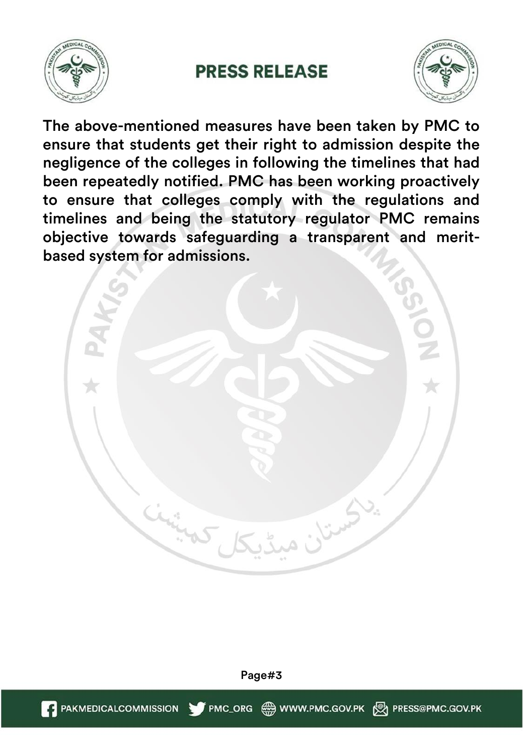# PRESS RELEASE

The above-mentioned measures have been taken by PMC to ensure that students get their right to admission despite the negligence of the colleges in following the timelines that had been repeatedly notified. PMC has been working proactively to ensure that colleges comply with the regulations and timelines and being the statutory regulator PMC remains objective towards safeguarding a transparent and merit-based system for admissions.